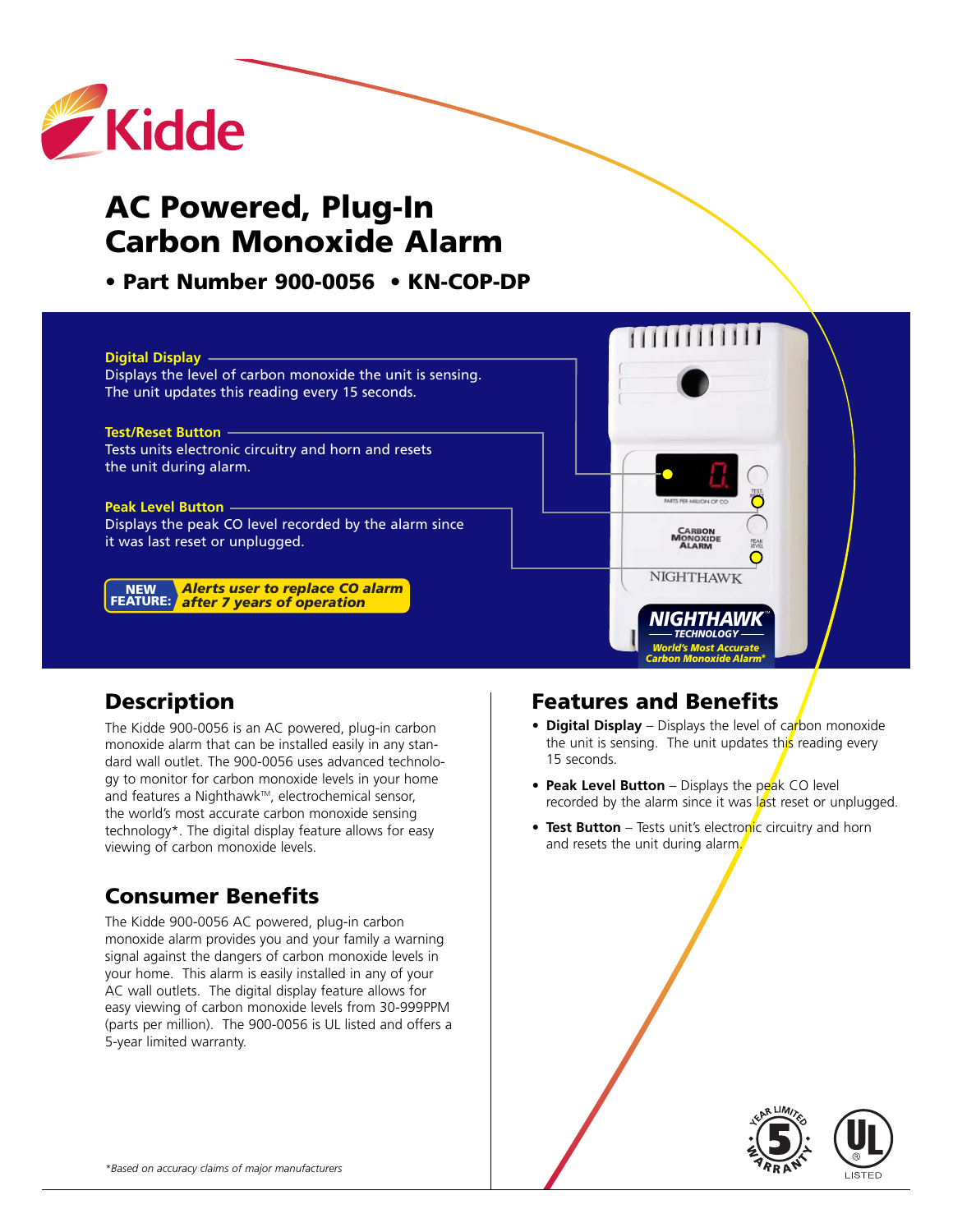Kidde

# AC Powered, Plug-In Carbon Monoxide Alarm

**• Part Number 900-0056 • KN-COP-DP**

**Digital Display**
Displays the level of carbon monoxide the unit is sensing. The unit updates this reading every 15 seconds.

**Test/Reset Button**
Tests units electronic circuitry and horn and resets the unit during alarm.

**Peak Level Button**
Displays the peak CO level recorded by the alarm since it was last reset or unplugged.

**NEW FEATURE:** ***Alerts user to replace CO alarm after 7 years of operation***

**NIGHTHAWK™ TECHNOLOGY** — ***World's Most Accurate Carbon Monoxide Alarm****

## Description

The Kidde 900-0056 is an AC powered, plug-in carbon monoxide alarm that can be installed easily in any standard wall outlet. The 900-0056 uses advanced technology to monitor for carbon monoxide levels in your home and features a Nighthawk™, electrochemical sensor, the world's most accurate carbon monoxide sensing technology*. The digital display feature allows for easy viewing of carbon monoxide levels.

## Consumer Benefits

The Kidde 900-0056 AC powered, plug-in carbon monoxide alarm provides you and your family a warning signal against the dangers of carbon monoxide levels in your home. This alarm is easily installed in any of your AC wall outlets. The digital display feature allows for easy viewing of carbon monoxide levels from 30-999PPM (parts per million). The 900-0056 is UL listed and offers a 5-year limited warranty.

*\*Based on accuracy claims of major manufacturers*

## Features and Benefits

- **Digital Display** – Displays the level of carbon monoxide the unit is sensing. The unit updates this reading every 15 seconds.
- **Peak Level Button** – Displays the peak CO level recorded by the alarm since it was last reset or unplugged.
- **Test Button** – Tests unit's electronic circuitry and horn and resets the unit during alarm.

5 YEAR LIMITED WARRANTY

UL LISTED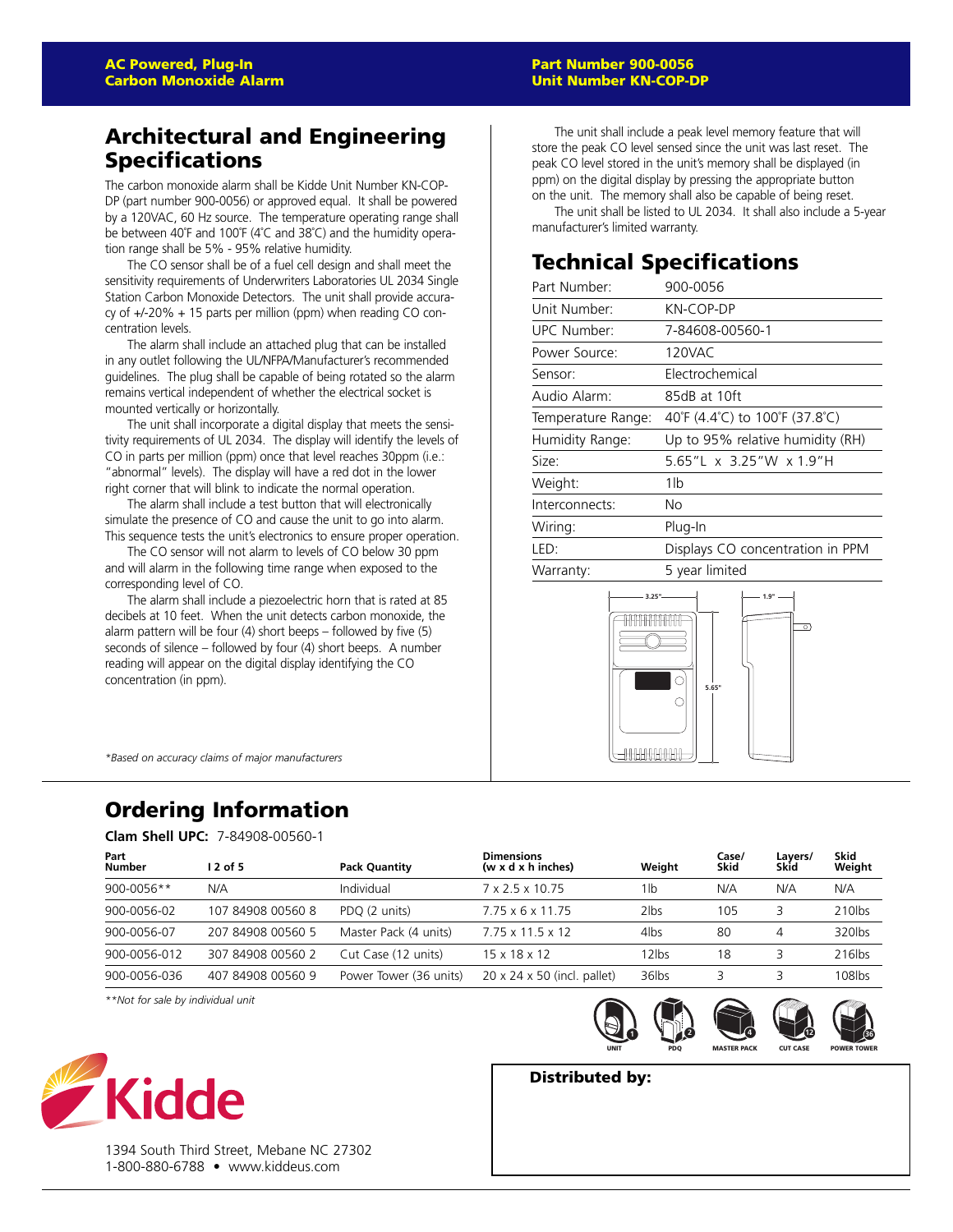**AC Powered, Plug-In Carbon Monoxide Alarm**

**Part Number 900-0056 Unit Number KN-COP-DP**

# Architectural and Engineering Specifications

The carbon monoxide alarm shall be Kidde Unit Number KN-COP-DP (part number 900-0056) or approved equal. It shall be powered by a 120VAC, 60 Hz source. The temperature operating range shall be between 40˚F and 100˚F (4˚C and 38˚C) and the humidity operation range shall be 5% - 95% relative humidity.

The CO sensor shall be of a fuel cell design and shall meet the sensitivity requirements of Underwriters Laboratories UL 2034 Single Station Carbon Monoxide Detectors. The unit shall provide accuracy of +/-20% + 15 parts per million (ppm) when reading CO concentration levels.

The alarm shall include an attached plug that can be installed in any outlet following the UL/NFPA/Manufacturer's recommended guidelines. The plug shall be capable of being rotated so the alarm remains vertical independent of whether the electrical socket is mounted vertically or horizontally.

The unit shall incorporate a digital display that meets the sensitivity requirements of UL 2034. The display will identify the levels of CO in parts per million (ppm) once that level reaches 30ppm (i.e.: "abnormal" levels). The display will have a red dot in the lower right corner that will blink to indicate the normal operation.

The alarm shall include a test button that will electronically simulate the presence of CO and cause the unit to go into alarm. This sequence tests the unit's electronics to ensure proper operation.

The CO sensor will not alarm to levels of CO below 30 ppm and will alarm in the following time range when exposed to the corresponding level of CO.

The alarm shall include a piezoelectric horn that is rated at 85 decibels at 10 feet. When the unit detects carbon monoxide, the alarm pattern will be four (4) short beeps – followed by five (5) seconds of silence – followed by four (4) short beeps. A number reading will appear on the digital display identifying the CO concentration (in ppm).

*\*Based on accuracy claims of major manufacturers*

The unit shall include a peak level memory feature that will store the peak CO level sensed since the unit was last reset. The peak CO level stored in the unit's memory shall be displayed (in ppm) on the digital display by pressing the appropriate button on the unit. The memory shall also be capable of being reset.

The unit shall be listed to UL 2034. It shall also include a 5-year manufacturer's limited warranty.

# Technical Specifications

| | |
|---|---|
| Part Number: | 900-0056 |
| Unit Number: | KN-COP-DP |
| UPC Number: | 7-84608-00560-1 |
| Power Source: | 120VAC |
| Sensor: | Electrochemical |
| Audio Alarm: | 85dB at 10ft |
| Temperature Range: | 40˚F (4.4˚C) to 100˚F (37.8˚C) |
| Humidity Range: | Up to 95% relative humidity (RH) |
| Size: | 5.65"L x 3.25"W x 1.9"H |
| Weight: | 1lb |
| Interconnects: | No |
| Wiring: | Plug-In |
| LED: | Displays CO concentration in PPM |
| Warranty: | 5 year limited |

3.25"
1.9"
5.65"

# Ordering Information

**Clam Shell UPC:** 7-84908-00560-1

| Part Number | I 2 of 5 | Pack Quantity | Dimensions (w x d x h inches) | Weight | Case/ Skid | Layers/ Skid | Skid Weight |
|---|---|---|---|---|---|---|---|
| 900-0056** | N/A | Individual | 7 x 2.5 x 10.75 | 1lb | N/A | N/A | N/A |
| 900-0056-02 | 107 84908 00560 8 | PDQ (2 units) | 7.75 x 6 x 11.75 | 2lbs | 105 | 3 | 210lbs |
| 900-0056-07 | 207 84908 00560 5 | Master Pack (4 units) | 7.75 x 11.5 x 12 | 4lbs | 80 | 4 | 320lbs |
| 900-0056-012 | 307 84908 00560 2 | Cut Case (12 units) | 15 x 18 x 12 | 12lbs | 18 | 3 | 216lbs |
| 900-0056-036 | 407 84908 00560 9 | Power Tower (36 units) | 20 x 24 x 50 (incl. pallet) | 36lbs | 3 | 3 | 108lbs |

*\*\*Not for sale by individual unit*

UNIT 1 PDQ 2 MASTER PACK 4 CUT CASE 12 POWER TOWER 36

Kidde

1394 South Third Street, Mebane NC 27302
1-800-880-6788 • www.kiddeus.com

**Distributed by:**